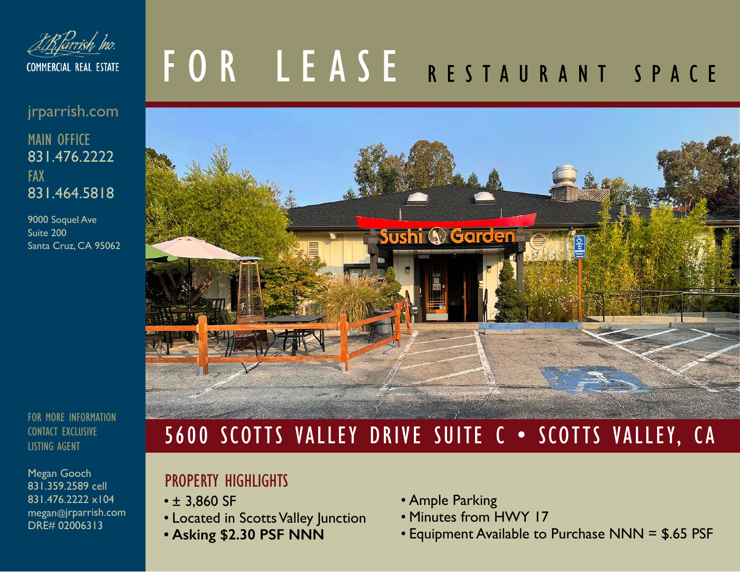# FOR LEASE RESTAURANT SPACE

## 5600 SCOTTS VALLEY DRIVE SUITE C • SCOTTS VALLEY, CA

### PROPERTY HIGHLIGHTS

- ± 3,860 SF
- Located in Scotts Valley Junction
- **Asking $2.30 PSF NNN**
- Ample Parking
- Minutes from HWY 17
- Equipment Available to Purchase NNN = $.65 PSF

J.R. Parrish, Inc.
COMMERCIAL REAL ESTATE

jrparrish.com

MAIN OFFICE
831.476.2222

FAX
831.464.5818

9000 Soquel Ave
Suite 200
Santa Cruz, CA 95062

FOR MORE INFORMATION CONTACT EXCLUSIVE LISTING AGENT

Megan Gooch
831.359.2589 cell
831.476.2222 x104
megan@jrparrish.com
DRE# 02006313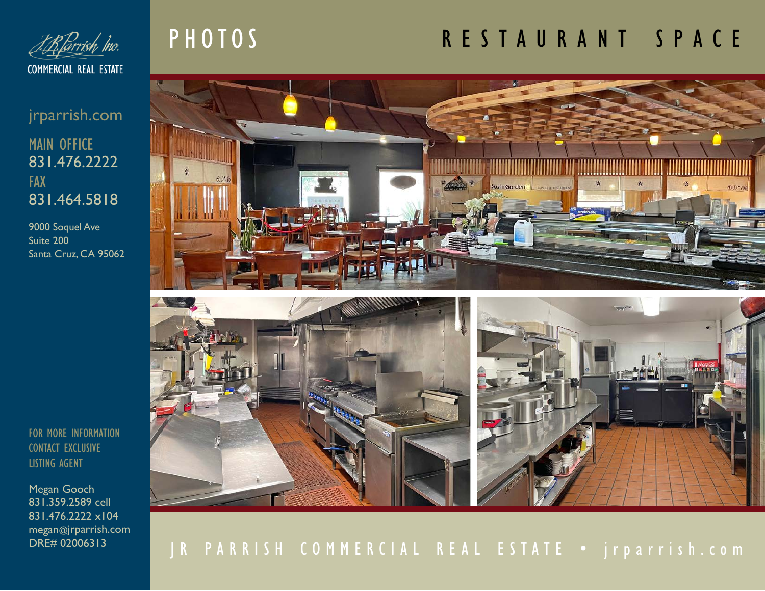JR Parrish Inc.
COMMERCIAL REAL ESTATE

jrparrish.com

MAIN OFFICE
831.476.2222

FAX
831.464.5818

9000 Soquel Ave
Suite 200
Santa Cruz, CA 95062

FOR MORE INFORMATION
CONTACT EXCLUSIVE
LISTING AGENT

Megan Gooch
831.359.2589 cell
831.476.2222 x104
megan@jrparrish.com
DRE# 02006313

# PHOTOS

## RESTAURANT SPACE

JR PARRISH COMMERCIAL REAL ESTATE • jrparrish.com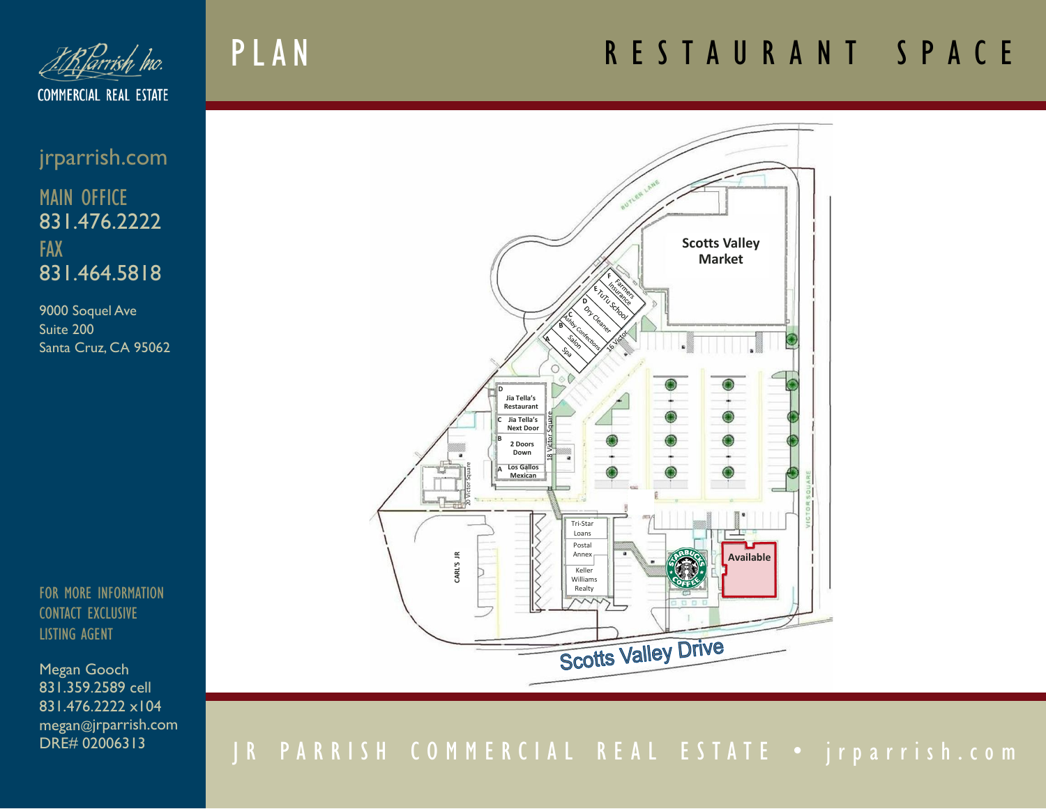# PLAN

# RESTAURANT SPACE

JR Parrish Inc.
COMMERCIAL REAL ESTATE

jrparrish.com

MAIN OFFICE
831.476.2222
FAX
831.464.5818

9000 Soquel Ave
Suite 200
Santa Cruz, CA 95062

FOR MORE INFORMATION
CONTACT EXCLUSIVE
LISTING AGENT

Megan Gooch
831.359.2589 cell
831.476.2222 x104
megan@jrparrish.com
DRE# 02006313

BUTLER LANE
Scotts Valley Market
F Farmers Insurance
E TuTu School
D Dry Cleaner
C Ashby Confections
B Salon
A Spa
16 Victor
D Jia Tella's Restaurant
C Jia Tella's Next Door
B 2 Doors Down
A Los Gallos Mexican
18 Victor Square
20 Victor Square
CARL'S JR
Tri-Star Loans
Postal Annex
Keller Williams Realty
Available
VICTOR SQUARE
Scotts Valley Drive

JR PARRISH COMMERCIAL REAL ESTATE • jrparrish.com